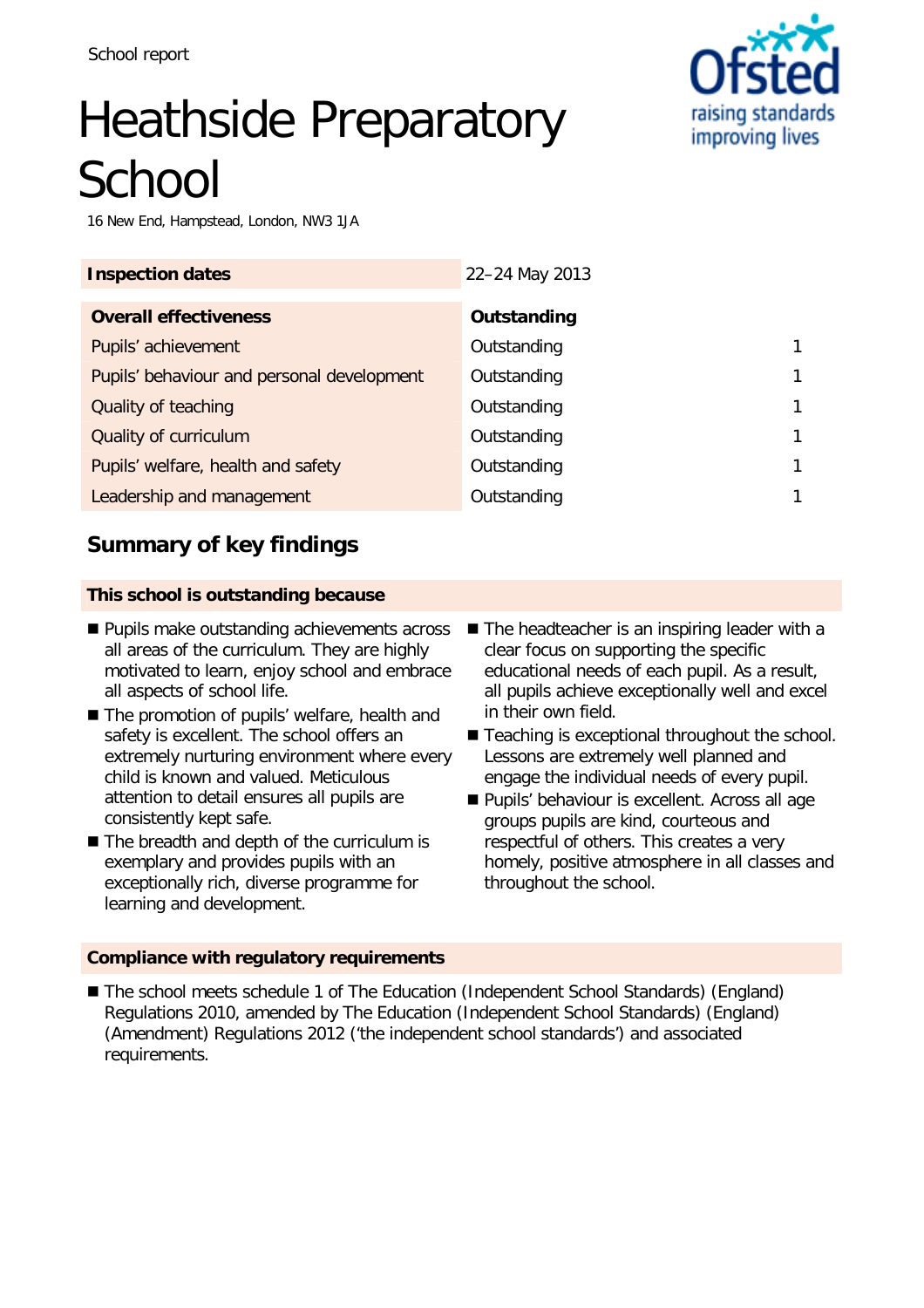School report

# Heathside Preparatory School

16 New End, Hampstead, London, NW3 1JA

| Inspection dates | 22–24 May 2013 | |
|---|---|---|
| **Overall effectiveness** | **Outstanding** | |
| Pupils' achievement | Outstanding | 1 |
| Pupils' behaviour and personal development | Outstanding | 1 |
| Quality of teaching | Outstanding | 1 |
| Quality of curriculum | Outstanding | 1 |
| Pupils' welfare, health and safety | Outstanding | 1 |
| Leadership and management | Outstanding | 1 |

## Summary of key findings

### This school is outstanding because

- Pupils make outstanding achievements across all areas of the curriculum. They are highly motivated to learn, enjoy school and embrace all aspects of school life.
- The promotion of pupils' welfare, health and safety is excellent. The school offers an extremely nurturing environment where every child is known and valued. Meticulous attention to detail ensures all pupils are consistently kept safe.
- The breadth and depth of the curriculum is exemplary and provides pupils with an exceptionally rich, diverse programme for learning and development.
- The headteacher is an inspiring leader with a clear focus on supporting the specific educational needs of each pupil. As a result, all pupils achieve exceptionally well and excel in their own field.
- Teaching is exceptional throughout the school. Lessons are extremely well planned and engage the individual needs of every pupil.
- Pupils' behaviour is excellent. Across all age groups pupils are kind, courteous and respectful of others. This creates a very homely, positive atmosphere in all classes and throughout the school.

### Compliance with regulatory requirements

- The school meets schedule 1 of The Education (Independent School Standards) (England) Regulations 2010, amended by The Education (Independent School Standards) (England) (Amendment) Regulations 2012 ('the independent school standards') and associated requirements.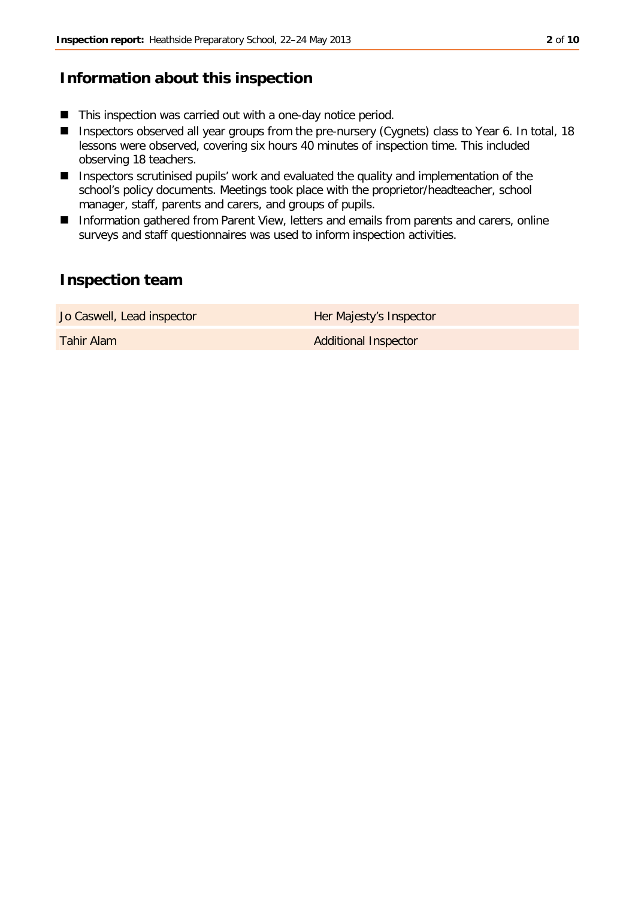## Information about this inspection

- This inspection was carried out with a one-day notice period.
- Inspectors observed all year groups from the pre-nursery (Cygnets) class to Year 6. In total, 18 lessons were observed, covering six hours 40 minutes of inspection time. This included observing 18 teachers.
- Inspectors scrutinised pupils' work and evaluated the quality and implementation of the school's policy documents. Meetings took place with the proprietor/headteacher, school manager, staff, parents and carers, and groups of pupils.
- Information gathered from Parent View, letters and emails from parents and carers, online surveys and staff questionnaires was used to inform inspection activities.

## Inspection team

| | |
|---|---|
| Jo Caswell, Lead inspector | Her Majesty's Inspector |
| Tahir Alam | Additional Inspector |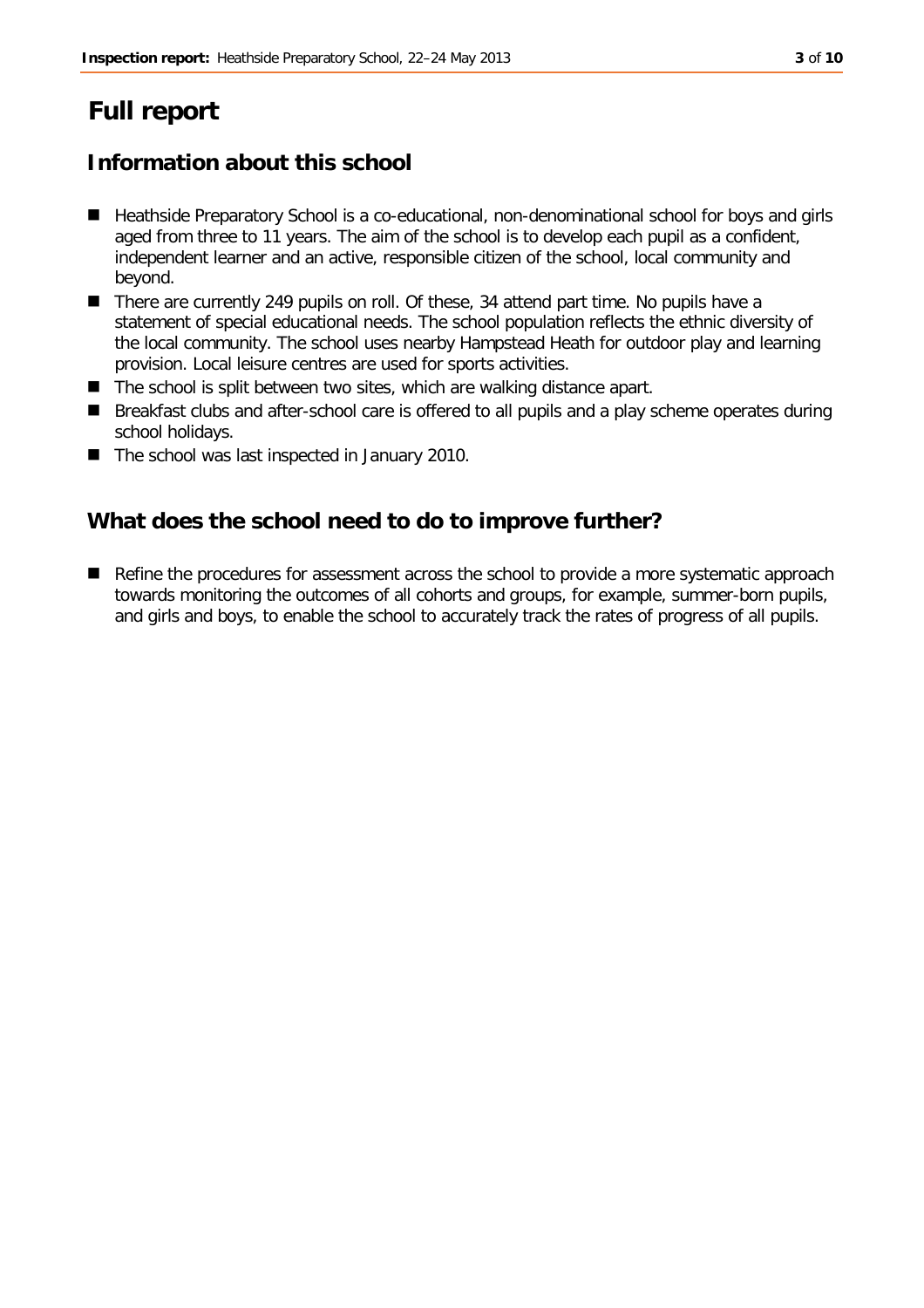# Full report

## Information about this school

- Heathside Preparatory School is a co-educational, non-denominational school for boys and girls aged from three to 11 years. The aim of the school is to develop each pupil as a confident, independent learner and an active, responsible citizen of the school, local community and beyond.
- There are currently 249 pupils on roll. Of these, 34 attend part time. No pupils have a statement of special educational needs. The school population reflects the ethnic diversity of the local community. The school uses nearby Hampstead Heath for outdoor play and learning provision. Local leisure centres are used for sports activities.
- The school is split between two sites, which are walking distance apart.
- Breakfast clubs and after-school care is offered to all pupils and a play scheme operates during school holidays.
- The school was last inspected in January 2010.

## What does the school need to do to improve further?

- Refine the procedures for assessment across the school to provide a more systematic approach towards monitoring the outcomes of all cohorts and groups, for example, summer-born pupils, and girls and boys, to enable the school to accurately track the rates of progress of all pupils.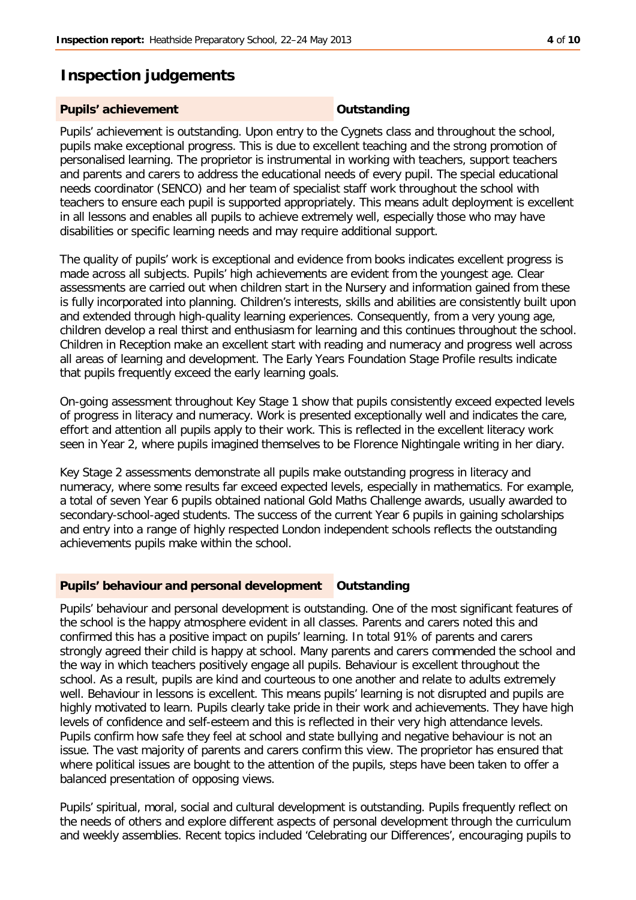## Inspection judgements

### Pupils' achievement — Outstanding

Pupils' achievement is outstanding. Upon entry to the Cygnets class and throughout the school, pupils make exceptional progress. This is due to excellent teaching and the strong promotion of personalised learning. The proprietor is instrumental in working with teachers, support teachers and parents and carers to address the educational needs of every pupil. The special educational needs coordinator (SENCO) and her team of specialist staff work throughout the school with teachers to ensure each pupil is supported appropriately. This means adult deployment is excellent in all lessons and enables all pupils to achieve extremely well, especially those who may have disabilities or specific learning needs and may require additional support.

The quality of pupils' work is exceptional and evidence from books indicates excellent progress is made across all subjects. Pupils' high achievements are evident from the youngest age. Clear assessments are carried out when children start in the Nursery and information gained from these is fully incorporated into planning. Children's interests, skills and abilities are consistently built upon and extended through high-quality learning experiences. Consequently, from a very young age, children develop a real thirst and enthusiasm for learning and this continues throughout the school. Children in Reception make an excellent start with reading and numeracy and progress well across all areas of learning and development. The Early Years Foundation Stage Profile results indicate that pupils frequently exceed the early learning goals.

On-going assessment throughout Key Stage 1 show that pupils consistently exceed expected levels of progress in literacy and numeracy. Work is presented exceptionally well and indicates the care, effort and attention all pupils apply to their work. This is reflected in the excellent literacy work seen in Year 2, where pupils imagined themselves to be Florence Nightingale writing in her diary.

Key Stage 2 assessments demonstrate all pupils make outstanding progress in literacy and numeracy, where some results far exceed expected levels, especially in mathematics. For example, a total of seven Year 6 pupils obtained national Gold Maths Challenge awards, usually awarded to secondary-school-aged students. The success of the current Year 6 pupils in gaining scholarships and entry into a range of highly respected London independent schools reflects the outstanding achievements pupils make within the school.

### Pupils' behaviour and personal development — Outstanding

Pupils' behaviour and personal development is outstanding. One of the most significant features of the school is the happy atmosphere evident in all classes. Parents and carers noted this and confirmed this has a positive impact on pupils' learning. In total 91% of parents and carers strongly agreed their child is happy at school. Many parents and carers commended the school and the way in which teachers positively engage all pupils. Behaviour is excellent throughout the school. As a result, pupils are kind and courteous to one another and relate to adults extremely well. Behaviour in lessons is excellent. This means pupils' learning is not disrupted and pupils are highly motivated to learn. Pupils clearly take pride in their work and achievements. They have high levels of confidence and self-esteem and this is reflected in their very high attendance levels. Pupils confirm how safe they feel at school and state bullying and negative behaviour is not an issue. The vast majority of parents and carers confirm this view. The proprietor has ensured that where political issues are bought to the attention of the pupils, steps have been taken to offer a balanced presentation of opposing views.

Pupils' spiritual, moral, social and cultural development is outstanding. Pupils frequently reflect on the needs of others and explore different aspects of personal development through the curriculum and weekly assemblies. Recent topics included 'Celebrating our Differences', encouraging pupils to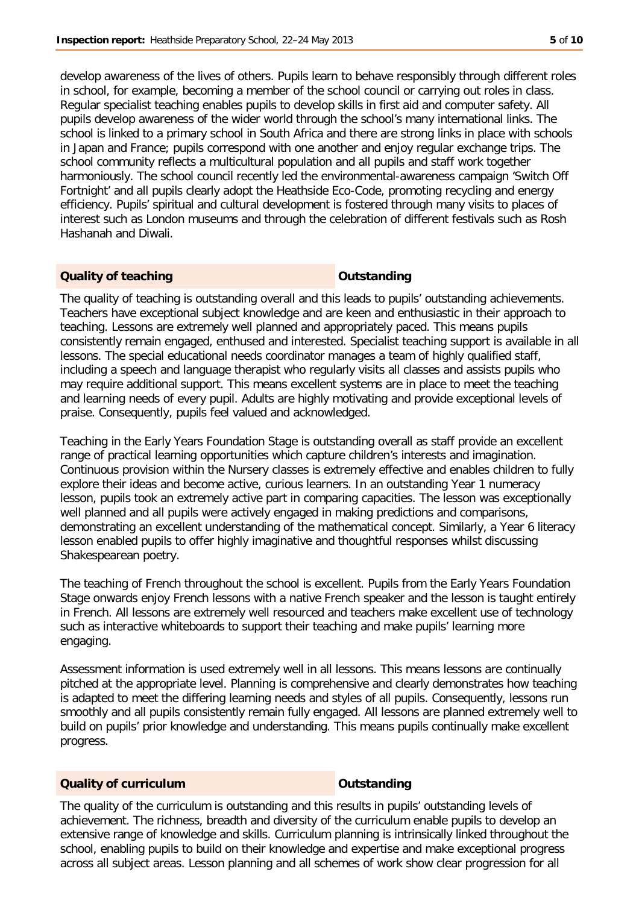develop awareness of the lives of others. Pupils learn to behave responsibly through different roles in school, for example, becoming a member of the school council or carrying out roles in class. Regular specialist teaching enables pupils to develop skills in first aid and computer safety. All pupils develop awareness of the wider world through the school's many international links. The school is linked to a primary school in South Africa and there are strong links in place with schools in Japan and France; pupils correspond with one another and enjoy regular exchange trips. The school community reflects a multicultural population and all pupils and staff work together harmoniously. The school council recently led the environmental-awareness campaign 'Switch Off Fortnight' and all pupils clearly adopt the Heathside Eco-Code, promoting recycling and energy efficiency. Pupils' spiritual and cultural development is fostered through many visits to places of interest such as London museums and through the celebration of different festivals such as Rosh Hashanah and Diwali.

| **Quality of teaching** | **Outstanding** |
|---|---|

The quality of teaching is outstanding overall and this leads to pupils' outstanding achievements. Teachers have exceptional subject knowledge and are keen and enthusiastic in their approach to teaching. Lessons are extremely well planned and appropriately paced. This means pupils consistently remain engaged, enthused and interested. Specialist teaching support is available in all lessons. The special educational needs coordinator manages a team of highly qualified staff, including a speech and language therapist who regularly visits all classes and assists pupils who may require additional support. This means excellent systems are in place to meet the teaching and learning needs of every pupil. Adults are highly motivating and provide exceptional levels of praise. Consequently, pupils feel valued and acknowledged.

Teaching in the Early Years Foundation Stage is outstanding overall as staff provide an excellent range of practical learning opportunities which capture children's interests and imagination. Continuous provision within the Nursery classes is extremely effective and enables children to fully explore their ideas and become active, curious learners. In an outstanding Year 1 numeracy lesson, pupils took an extremely active part in comparing capacities. The lesson was exceptionally well planned and all pupils were actively engaged in making predictions and comparisons, demonstrating an excellent understanding of the mathematical concept. Similarly, a Year 6 literacy lesson enabled pupils to offer highly imaginative and thoughtful responses whilst discussing Shakespearean poetry.

The teaching of French throughout the school is excellent. Pupils from the Early Years Foundation Stage onwards enjoy French lessons with a native French speaker and the lesson is taught entirely in French. All lessons are extremely well resourced and teachers make excellent use of technology such as interactive whiteboards to support their teaching and make pupils' learning more engaging.

Assessment information is used extremely well in all lessons. This means lessons are continually pitched at the appropriate level. Planning is comprehensive and clearly demonstrates how teaching is adapted to meet the differing learning needs and styles of all pupils. Consequently, lessons run smoothly and all pupils consistently remain fully engaged. All lessons are planned extremely well to build on pupils' prior knowledge and understanding. This means pupils continually make excellent progress.

| **Quality of curriculum** | **Outstanding** |
|---|---|

The quality of the curriculum is outstanding and this results in pupils' outstanding levels of achievement. The richness, breadth and diversity of the curriculum enable pupils to develop an extensive range of knowledge and skills. Curriculum planning is intrinsically linked throughout the school, enabling pupils to build on their knowledge and expertise and make exceptional progress across all subject areas. Lesson planning and all schemes of work show clear progression for all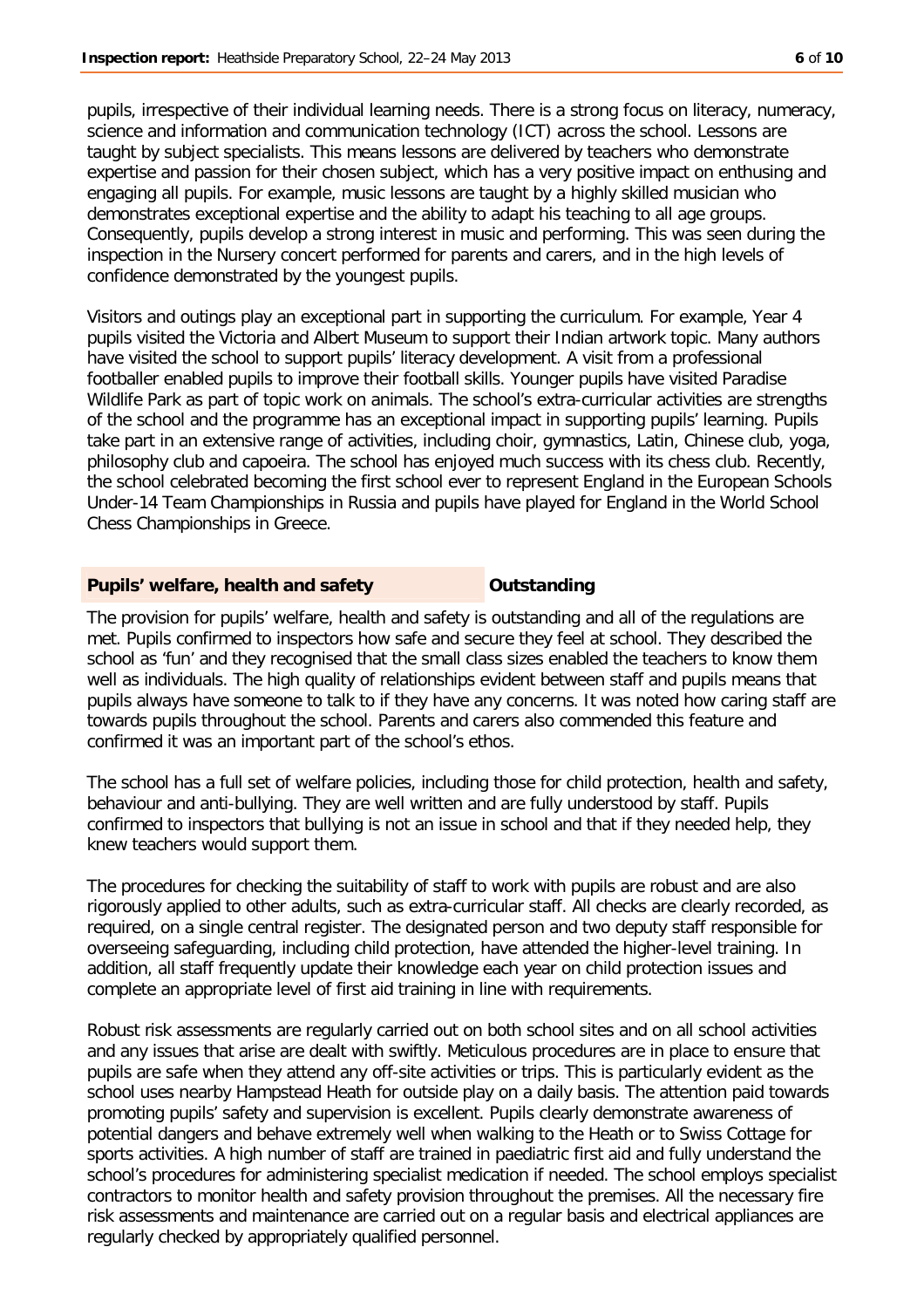pupils, irrespective of their individual learning needs. There is a strong focus on literacy, numeracy, science and information and communication technology (ICT) across the school. Lessons are taught by subject specialists. This means lessons are delivered by teachers who demonstrate expertise and passion for their chosen subject, which has a very positive impact on enthusing and engaging all pupils. For example, music lessons are taught by a highly skilled musician who demonstrates exceptional expertise and the ability to adapt his teaching to all age groups. Consequently, pupils develop a strong interest in music and performing. This was seen during the inspection in the Nursery concert performed for parents and carers, and in the high levels of confidence demonstrated by the youngest pupils.

Visitors and outings play an exceptional part in supporting the curriculum. For example, Year 4 pupils visited the Victoria and Albert Museum to support their Indian artwork topic. Many authors have visited the school to support pupils' literacy development. A visit from a professional footballer enabled pupils to improve their football skills. Younger pupils have visited Paradise Wildlife Park as part of topic work on animals. The school's extra-curricular activities are strengths of the school and the programme has an exceptional impact in supporting pupils' learning. Pupils take part in an extensive range of activities, including choir, gymnastics, Latin, Chinese club, yoga, philosophy club and capoeira. The school has enjoyed much success with its chess club. Recently, the school celebrated becoming the first school ever to represent England in the European Schools Under-14 Team Championships in Russia and pupils have played for England in the World School Chess Championships in Greece.

## Pupils' welfare, health and safety — Outstanding

The provision for pupils' welfare, health and safety is outstanding and all of the regulations are met. Pupils confirmed to inspectors how safe and secure they feel at school. They described the school as 'fun' and they recognised that the small class sizes enabled the teachers to know them well as individuals. The high quality of relationships evident between staff and pupils means that pupils always have someone to talk to if they have any concerns. It was noted how caring staff are towards pupils throughout the school. Parents and carers also commended this feature and confirmed it was an important part of the school's ethos.

The school has a full set of welfare policies, including those for child protection, health and safety, behaviour and anti-bullying. They are well written and are fully understood by staff. Pupils confirmed to inspectors that bullying is not an issue in school and that if they needed help, they knew teachers would support them.

The procedures for checking the suitability of staff to work with pupils are robust and are also rigorously applied to other adults, such as extra-curricular staff. All checks are clearly recorded, as required, on a single central register. The designated person and two deputy staff responsible for overseeing safeguarding, including child protection, have attended the higher-level training. In addition, all staff frequently update their knowledge each year on child protection issues and complete an appropriate level of first aid training in line with requirements.

Robust risk assessments are regularly carried out on both school sites and on all school activities and any issues that arise are dealt with swiftly. Meticulous procedures are in place to ensure that pupils are safe when they attend any off-site activities or trips. This is particularly evident as the school uses nearby Hampstead Heath for outside play on a daily basis. The attention paid towards promoting pupils' safety and supervision is excellent. Pupils clearly demonstrate awareness of potential dangers and behave extremely well when walking to the Heath or to Swiss Cottage for sports activities. A high number of staff are trained in paediatric first aid and fully understand the school's procedures for administering specialist medication if needed. The school employs specialist contractors to monitor health and safety provision throughout the premises. All the necessary fire risk assessments and maintenance are carried out on a regular basis and electrical appliances are regularly checked by appropriately qualified personnel.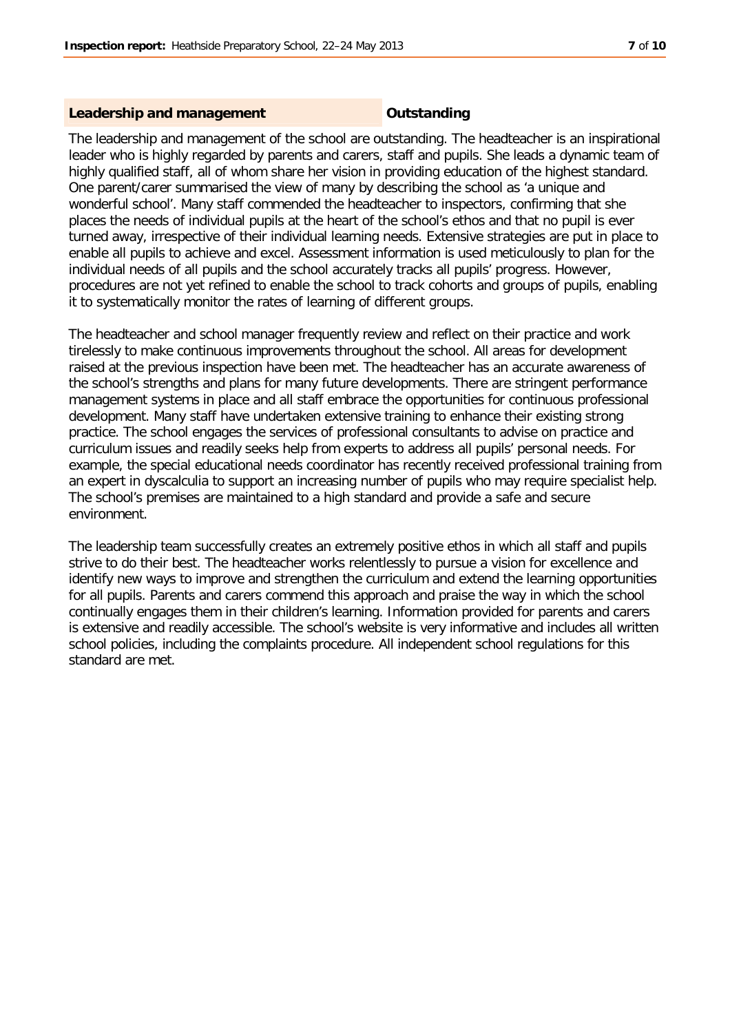## Leadership and management — Outstanding

The leadership and management of the school are outstanding. The headteacher is an inspirational leader who is highly regarded by parents and carers, staff and pupils. She leads a dynamic team of highly qualified staff, all of whom share her vision in providing education of the highest standard. One parent/carer summarised the view of many by describing the school as 'a unique and wonderful school'. Many staff commended the headteacher to inspectors, confirming that she places the needs of individual pupils at the heart of the school's ethos and that no pupil is ever turned away, irrespective of their individual learning needs. Extensive strategies are put in place to enable all pupils to achieve and excel. Assessment information is used meticulously to plan for the individual needs of all pupils and the school accurately tracks all pupils' progress. However, procedures are not yet refined to enable the school to track cohorts and groups of pupils, enabling it to systematically monitor the rates of learning of different groups.

The headteacher and school manager frequently review and reflect on their practice and work tirelessly to make continuous improvements throughout the school. All areas for development raised at the previous inspection have been met. The headteacher has an accurate awareness of the school's strengths and plans for many future developments. There are stringent performance management systems in place and all staff embrace the opportunities for continuous professional development. Many staff have undertaken extensive training to enhance their existing strong practice. The school engages the services of professional consultants to advise on practice and curriculum issues and readily seeks help from experts to address all pupils' personal needs. For example, the special educational needs coordinator has recently received professional training from an expert in dyscalculia to support an increasing number of pupils who may require specialist help. The school's premises are maintained to a high standard and provide a safe and secure environment.

The leadership team successfully creates an extremely positive ethos in which all staff and pupils strive to do their best. The headteacher works relentlessly to pursue a vision for excellence and identify new ways to improve and strengthen the curriculum and extend the learning opportunities for all pupils. Parents and carers commend this approach and praise the way in which the school continually engages them in their children's learning. Information provided for parents and carers is extensive and readily accessible. The school's website is very informative and includes all written school policies, including the complaints procedure. All independent school regulations for this standard are met.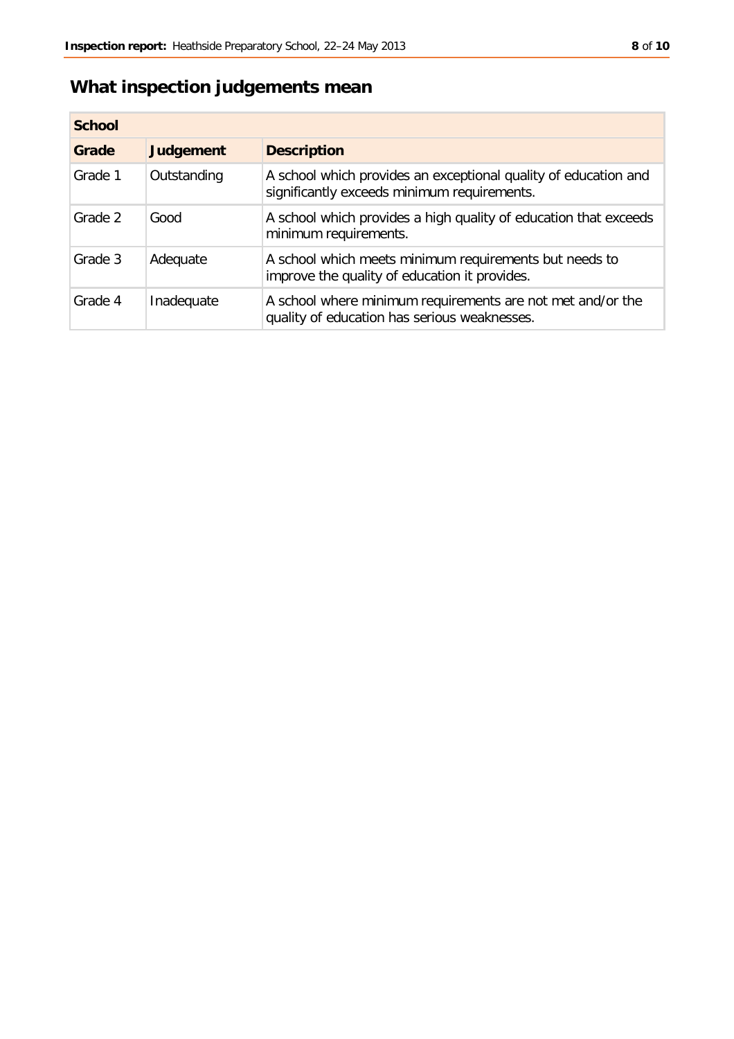## What inspection judgements mean

| School | | |
|---|---|---|
| **Grade** | **Judgement** | **Description** |
| Grade 1 | Outstanding | A school which provides an exceptional quality of education and significantly exceeds minimum requirements. |
| Grade 2 | Good | A school which provides a high quality of education that exceeds minimum requirements. |
| Grade 3 | Adequate | A school which meets minimum requirements but needs to improve the quality of education it provides. |
| Grade 4 | Inadequate | A school where minimum requirements are not met and/or the quality of education has serious weaknesses. |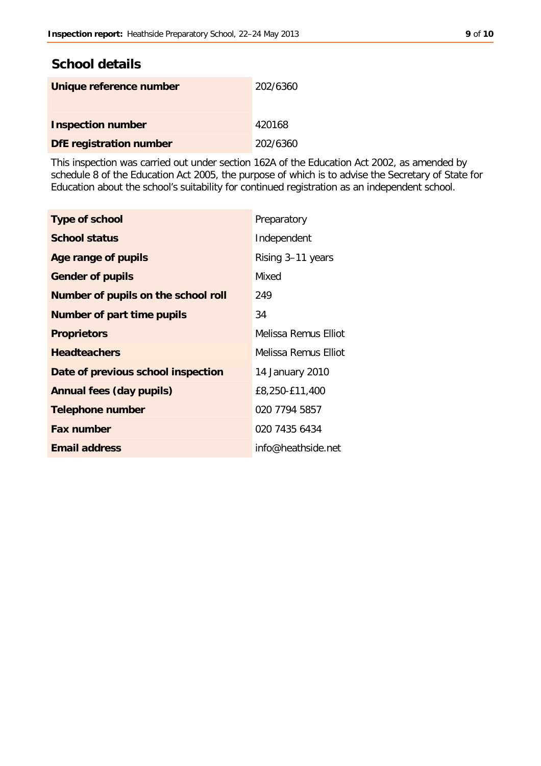## School details

| | |
|---|---|
| **Unique reference number** | 202/6360 |
| **Inspection number** | 420168 |
| **DfE registration number** | 202/6360 |

This inspection was carried out under section 162A of the Education Act 2002, as amended by schedule 8 of the Education Act 2005, the purpose of which is to advise the Secretary of State for Education about the school's suitability for continued registration as an independent school.

| | |
|---|---|
| **Type of school** | Preparatory |
| **School status** | Independent |
| **Age range of pupils** | Rising 3–11 years |
| **Gender of pupils** | Mixed |
| **Number of pupils on the school roll** | 249 |
| **Number of part time pupils** | 34 |
| **Proprietors** | Melissa Remus Elliot |
| **Headteachers** | Melissa Remus Elliot |
| **Date of previous school inspection** | 14 January 2010 |
| **Annual fees (day pupils)** | £8,250-£11,400 |
| **Telephone number** | 020 7794 5857 |
| **Fax number** | 020 7435 6434 |
| **Email address** | info@heathside.net |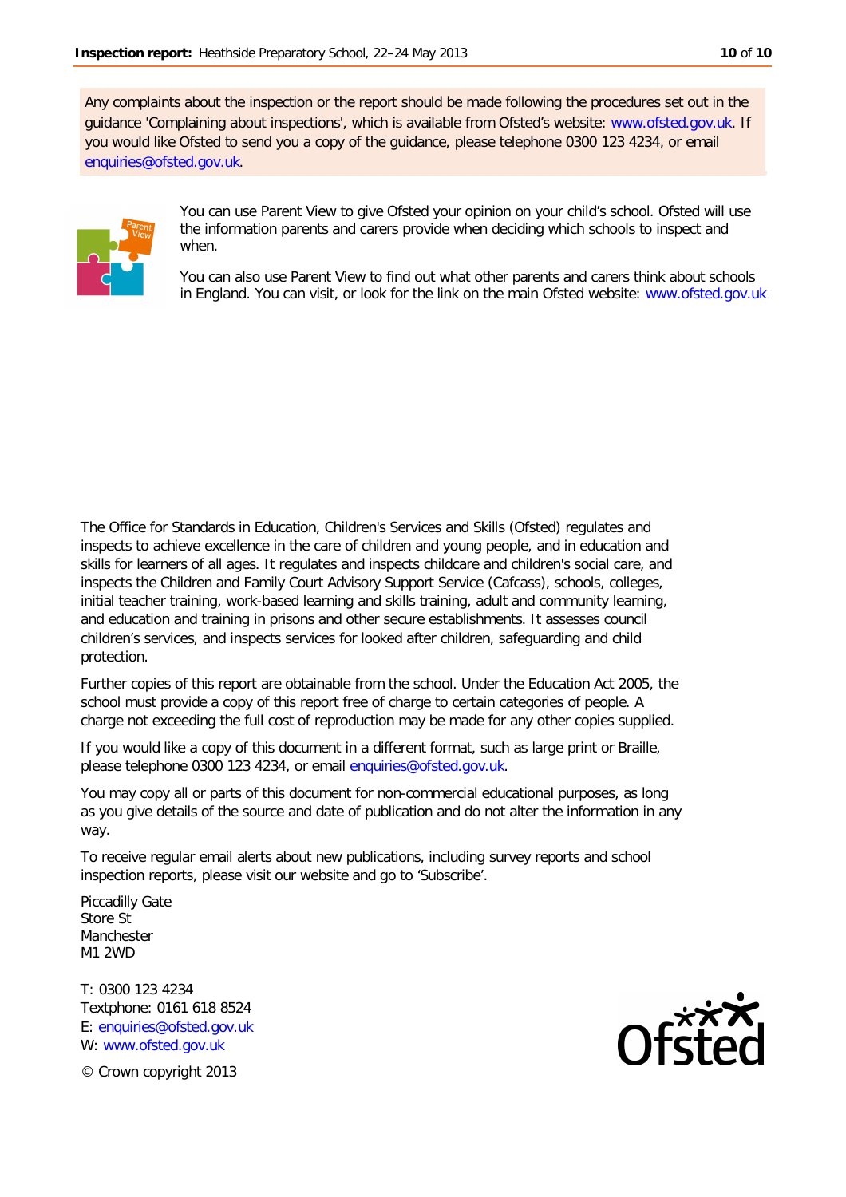Any complaints about the inspection or the report should be made following the procedures set out in the guidance 'Complaining about inspections', which is available from Ofsted's website: www.ofsted.gov.uk. If you would like Ofsted to send you a copy of the guidance, please telephone 0300 123 4234, or email enquiries@ofsted.gov.uk.

You can use Parent View to give Ofsted your opinion on your child's school. Ofsted will use the information parents and carers provide when deciding which schools to inspect and when.

You can also use Parent View to find out what other parents and carers think about schools in England. You can visit, or look for the link on the main Ofsted website: www.ofsted.gov.uk

The Office for Standards in Education, Children's Services and Skills (Ofsted) regulates and inspects to achieve excellence in the care of children and young people, and in education and skills for learners of all ages. It regulates and inspects childcare and children's social care, and inspects the Children and Family Court Advisory Support Service (Cafcass), schools, colleges, initial teacher training, work-based learning and skills training, adult and community learning, and education and training in prisons and other secure establishments. It assesses council children's services, and inspects services for looked after children, safeguarding and child protection.

Further copies of this report are obtainable from the school. Under the Education Act 2005, the school must provide a copy of this report free of charge to certain categories of people. A charge not exceeding the full cost of reproduction may be made for any other copies supplied.

If you would like a copy of this document in a different format, such as large print or Braille, please telephone 0300 123 4234, or email enquiries@ofsted.gov.uk.

You may copy all or parts of this document for non-commercial educational purposes, as long as you give details of the source and date of publication and do not alter the information in any way.

To receive regular email alerts about new publications, including survey reports and school inspection reports, please visit our website and go to 'Subscribe'.

Piccadilly Gate
Store St
Manchester
M1 2WD

T: 0300 123 4234
Textphone: 0161 618 8524
E: enquiries@ofsted.gov.uk
W: www.ofsted.gov.uk

© Crown copyright 2013